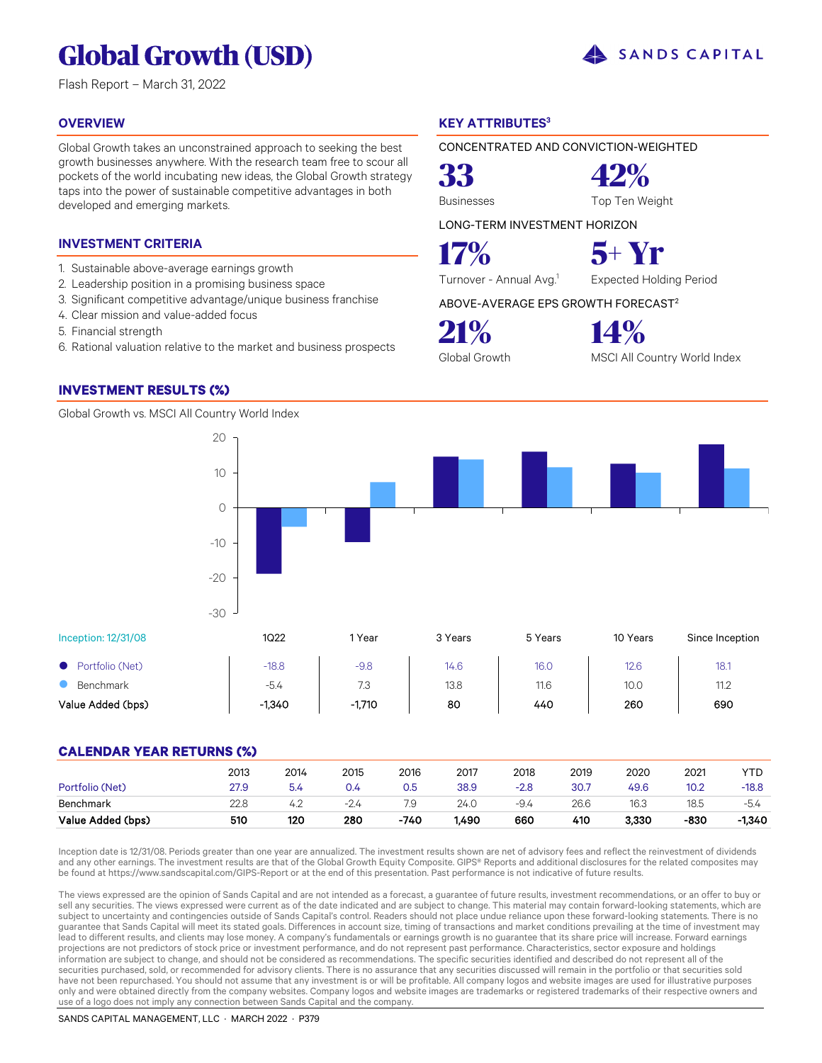# Global Growth (USD)

Flash Report – March 31, 2022

SANDS CAPITAL

## OVERVIEW

Global Growth takes an unconstrained approach to seeking the best growth businesses anywhere. With the research team free to scour all pockets of the world incubating new ideas, the Global Growth strategy taps into the power of sustainable competitive advantages in both developed and emerging markets.

## INVESTMENT CRITERIA

1. Sustainable above-average earnings growth
2. Leadership position in a promising business space
3. Significant competitive advantage/unique business franchise
4. Clear mission and value-added focus
5. Financial strength
6. Rational valuation relative to the market and business prospects

## KEY ATTRIBUTES[3]

CONCENTRATED AND CONVICTION-WEIGHTED

**33** Businesses

**42%** Top Ten Weight

LONG-TERM INVESTMENT HORIZON

**17%** Turnover - Annual Avg.[1]

**5+ Yr** Expected Holding Period

ABOVE-AVERAGE EPS GROWTH FORECAST[2]

**21%** Global Growth

**14%** MSCI All Country World Index

## INVESTMENT RESULTS (%)

Global Growth vs. MSCI All Country World Index

| Inception: 12/31/08 | 1Q22 | 1 Year | 3 Years | 5 Years | 10 Years | Since Inception |
|---|---|---|---|---|---|---|
| Portfolio (Net) | -18.8 | -9.8 | 14.6 | 16.0 | 12.6 | 18.1 |
| Benchmark | -5.4 | 7.3 | 13.8 | 11.6 | 10.0 | 11.2 |
| Value Added (bps) | -1,340 | -1,710 | 80 | 440 | 260 | 690 |

## CALENDAR YEAR RETURNS (%)

| | 2013 | 2014 | 2015 | 2016 | 2017 | 2018 | 2019 | 2020 | 2021 | YTD |
|---|---|---|---|---|---|---|---|---|---|---|
| Portfolio (Net) | 27.9 | 5.4 | 0.4 | 0.5 | 38.9 | -2.8 | 30.7 | 49.6 | 10.2 | -18.8 |
| Benchmark | 22.8 | 4.2 | -2.4 | 7.9 | 24.0 | -9.4 | 26.6 | 16.3 | 18.5 | -5.4 |
| **Value Added (bps)** | **510** | **120** | **280** | **-740** | **1,490** | **660** | **410** | **3,330** | **-830** | **-1,340** |

Inception date is 12/31/08. Periods greater than one year are annualized. The investment results shown are net of advisory fees and reflect the reinvestment of dividends and any other earnings. The investment results are that of the Global Growth Equity Composite. GIPS® Reports and additional disclosures for the related composites may be found at https://www.sandscapital.com/GIPS-Report or at the end of this presentation. Past performance is not indicative of future results.

The views expressed are the opinion of Sands Capital and are not intended as a forecast, a guarantee of future results, investment recommendations, or an offer to buy or sell any securities. The views expressed were current as of the date indicated and are subject to change. This material may contain forward-looking statements, which are subject to uncertainty and contingencies outside of Sands Capital's control. Readers should not place undue reliance upon these forward-looking statements. There is no guarantee that Sands Capital will meet its stated goals. Differences in account size, timing of transactions and market conditions prevailing at the time of investment may lead to different results, and clients may lose money. A company's fundamentals or earnings growth is no guarantee that its share price will increase. Forward earnings projections are not predictors of stock price or investment performance, and do not represent past performance. Characteristics, sector exposure and holdings information are subject to change, and should not be considered as recommendations. The specific securities identified and described do not represent all of the securities purchased, sold, or recommended for advisory clients. There is no assurance that any securities discussed will remain in the portfolio or that securities sold have not been repurchased. You should not assume that any investment is or will be profitable. All company logos and website images are used for illustrative purposes only and were obtained directly from the company websites. Company logos and website images are trademarks or registered trademarks of their respective owners and use of a logo does not imply any connection between Sands Capital and the company.

SANDS CAPITAL MANAGEMENT, LLC · MARCH 2022 · P379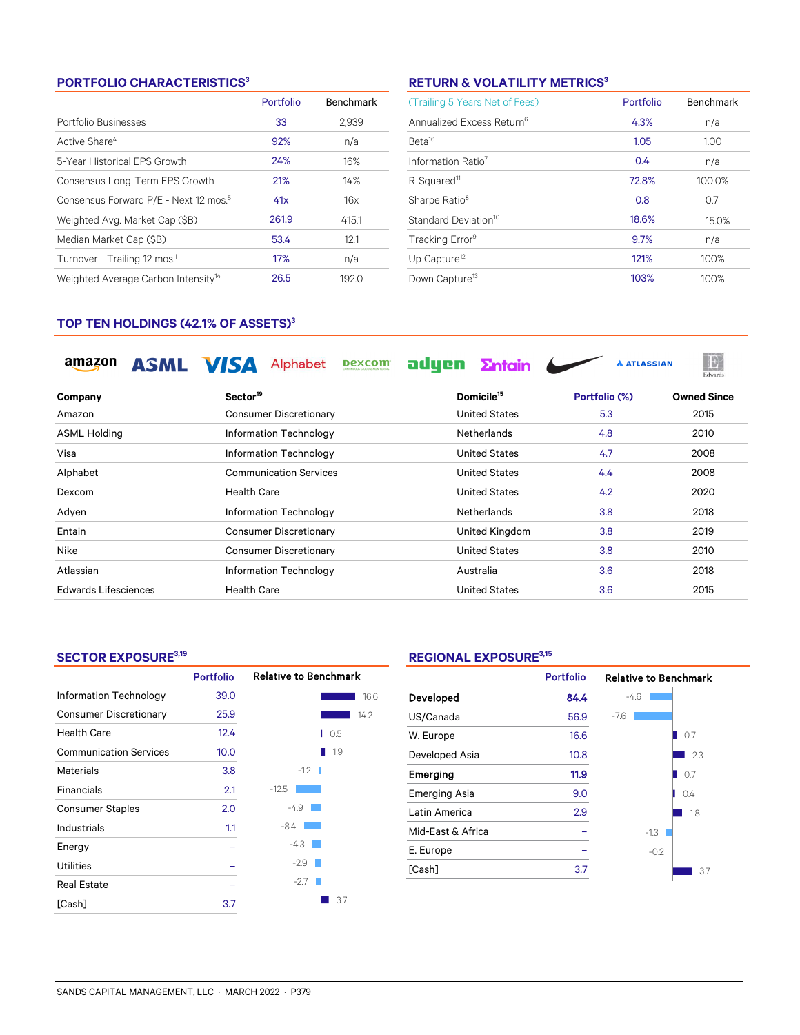## PORTFOLIO CHARACTERISTICS[3]

| | Portfolio | Benchmark |
|---|---|---|
| Portfolio Businesses | 33 | 2,939 |
| Active Share[4] | 92% | n/a |
| 5-Year Historical EPS Growth | 24% | 16% |
| Consensus Long-Term EPS Growth | 21% | 14% |
| Consensus Forward P/E - Next 12 mos.[5] | 41x | 16x |
| Weighted Avg. Market Cap ($B) | 261.9 | 415.1 |
| Median Market Cap ($B) | 53.4 | 12.1 |
| Turnover - Trailing 12 mos.[1] | 17% | n/a |
| Weighted Average Carbon Intensity[14] | 26.5 | 192.0 |

## RETURN & VOLATILITY METRICS[3]

| (Trailing 5 Years Net of Fees) | Portfolio | Benchmark |
|---|---|---|
| Annualized Excess Return[6] | 4.3% | n/a |
| Beta[16] | 1.05 | 1.00 |
| Information Ratio[7] | 0.4 | n/a |
| R-Squared[11] | 72.8% | 100.0% |
| Sharpe Ratio[8] | 0.8 | 0.7 |
| Standard Deviation[10] | 18.6% | 15.0% |
| Tracking Error[9] | 9.7% | n/a |
| Up Capture[12] | 121% | 100% |
| Down Capture[13] | 103% | 100% |

## TOP TEN HOLDINGS (42.1% OF ASSETS)[3]

| Company | Sector[19] | Domicile[15] | Portfolio (%) | Owned Since |
|---|---|---|---|---|
| Amazon | Consumer Discretionary | United States | 5.3 | 2015 |
| ASML Holding | Information Technology | Netherlands | 4.8 | 2010 |
| Visa | Information Technology | United States | 4.7 | 2008 |
| Alphabet | Communication Services | United States | 4.4 | 2008 |
| Dexcom | Health Care | United States | 4.2 | 2020 |
| Adyen | Information Technology | Netherlands | 3.8 | 2018 |
| Entain | Consumer Discretionary | United Kingdom | 3.8 | 2019 |
| Nike | Consumer Discretionary | United States | 3.8 | 2010 |
| Atlassian | Information Technology | Australia | 3.6 | 2018 |
| Edwards Lifesciences | Health Care | United States | 3.6 | 2015 |

## SECTOR EXPOSURE[3,19]

| | Portfolio | Relative to Benchmark |
|---|---|---|
| Information Technology | 39.0 | 16.6 |
| Consumer Discretionary | 25.9 | 14.2 |
| Health Care | 12.4 | 0.5 |
| Communication Services | 10.0 | 1.9 |
| Materials | 3.8 | -1.2 |
| Financials | 2.1 | -12.5 |
| Consumer Staples | 2.0 | -4.9 |
| Industrials | 1.1 | -8.4 |
| Energy | – | -4.3 |
| Utilities | – | -2.9 |
| Real Estate | – | -2.7 |
| [Cash] | 3.7 | 3.7 |

## REGIONAL EXPOSURE[3,15]

| | Portfolio | Relative to Benchmark |
|---|---|---|
| **Developed** | **84.4** | -4.6 |
| US/Canada | 56.9 | -7.6 |
| W. Europe | 16.6 | 0.7 |
| Developed Asia | 10.8 | 2.3 |
| **Emerging** | **11.9** | 0.7 |
| Emerging Asia | 9.0 | 0.4 |
| Latin America | 2.9 | 1.8 |
| Mid-East & Africa | – | -1.3 |
| E. Europe | – | -0.2 |
| [Cash] | 3.7 | 3.7 |

SANDS CAPITAL MANAGEMENT, LLC · MARCH 2022 · P379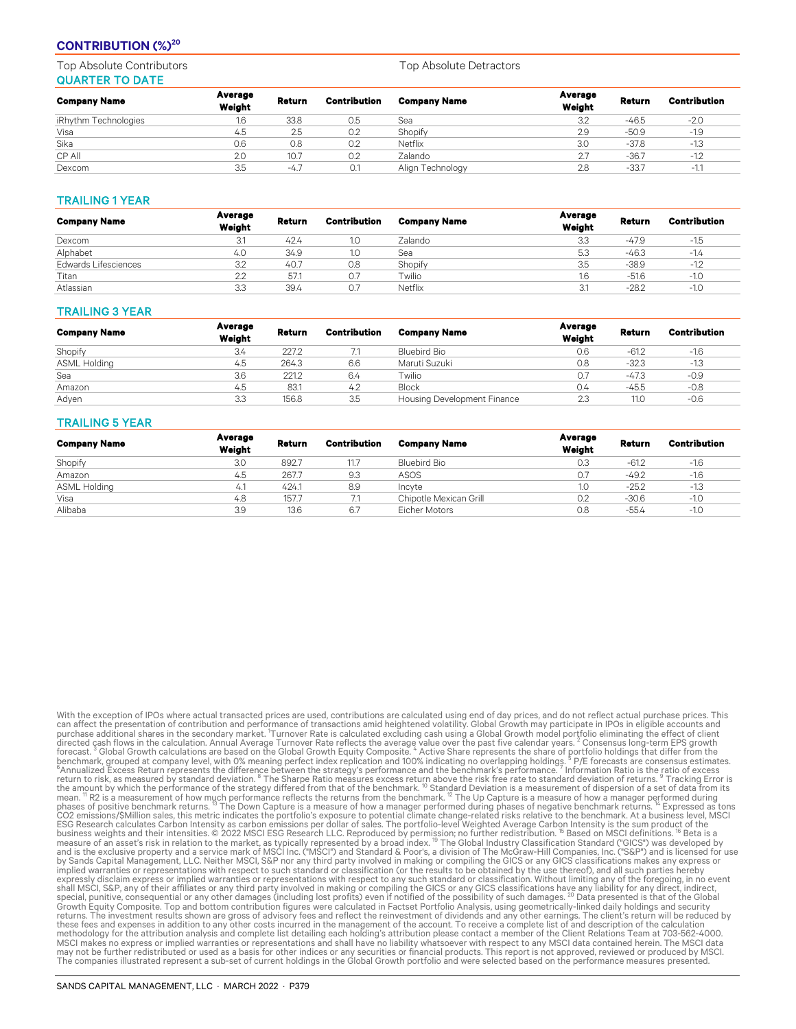## CONTRIBUTION (%)[20]

Top Absolute Contributors | Top Absolute Detractors

### QUARTER TO DATE

| Company Name | Average Weight | Return | Contribution | Company Name | Average Weight | Return | Contribution |
|---|---|---|---|---|---|---|---|
| iRhythm Technologies | 1.6 | 33.8 | 0.5 | Sea | 3.2 | -46.5 | -2.0 |
| Visa | 4.5 | 2.5 | 0.2 | Shopify | 2.9 | -50.9 | -1.9 |
| Sika | 0.6 | 0.8 | 0.2 | Netflix | 3.0 | -37.8 | -1.3 |
| CP All | 2.0 | 10.7 | 0.2 | Zalando | 2.7 | -36.7 | -1.2 |
| Dexcom | 3.5 | -4.7 | 0.1 | Align Technology | 2.8 | -33.7 | -1.1 |

### TRAILING 1 YEAR

| Company Name | Average Weight | Return | Contribution | Company Name | Average Weight | Return | Contribution |
|---|---|---|---|---|---|---|---|
| Dexcom | 3.1 | 42.4 | 1.0 | Zalando | 3.3 | -47.9 | -1.5 |
| Alphabet | 4.0 | 34.9 | 1.0 | Sea | 5.3 | -46.3 | -1.4 |
| Edwards Lifesciences | 3.2 | 40.7 | 0.8 | Shopify | 3.5 | -38.9 | -1.2 |
| Titan | 2.2 | 57.1 | 0.7 | Twilio | 1.6 | -51.6 | -1.0 |
| Atlassian | 3.3 | 39.4 | 0.7 | Netflix | 3.1 | -28.2 | -1.0 |

### TRAILING 3 YEAR

| Company Name | Average Weight | Return | Contribution | Company Name | Average Weight | Return | Contribution |
|---|---|---|---|---|---|---|---|
| Shopify | 3.4 | 227.2 | 7.1 | Bluebird Bio | 0.6 | -61.2 | -1.6 |
| ASML Holding | 4.5 | 264.3 | 6.6 | Maruti Suzuki | 0.8 | -32.3 | -1.3 |
| Sea | 3.6 | 221.2 | 6.4 | Twilio | 0.7 | -47.3 | -0.9 |
| Amazon | 4.5 | 83.1 | 4.2 | Block | 0.4 | -45.5 | -0.8 |
| Adyen | 3.3 | 156.8 | 3.5 | Housing Development Finance | 2.3 | 11.0 | -0.6 |

### TRAILING 5 YEAR

| Company Name | Average Weight | Return | Contribution | Company Name | Average Weight | Return | Contribution |
|---|---|---|---|---|---|---|---|
| Shopify | 3.0 | 892.7 | 11.7 | Bluebird Bio | 0.3 | -61.2 | -1.6 |
| Amazon | 4.5 | 267.7 | 9.3 | ASOS | 0.7 | -49.2 | -1.6 |
| ASML Holding | 4.1 | 424.1 | 8.9 | Incyte | 1.0 | -25.2 | -1.3 |
| Visa | 4.8 | 157.7 | 7.1 | Chipotle Mexican Grill | 0.2 | -30.6 | -1.0 |
| Alibaba | 3.9 | 13.6 | 6.7 | Eicher Motors | 0.8 | -55.4 | -1.0 |

With the exception of IPOs where actual transacted prices are used, contributions are calculated using end of day prices, and do not reflect actual purchase prices. This can affect the presentation of contribution and performance of transactions amid heightened volatility. Global Growth may participate in IPOs in eligible accounts and purchase additional shares in the secondary market. [1]Turnover Rate is calculated excluding cash using a Global Growth model portfolio eliminating the effect of client directed cash flows in the calculation. Annual Average Turnover Rate reflects the average value over the past five calendar years. [2] Consensus long-term EPS growth forecast. [3] Global Growth calculations are based on the Global Growth Equity Composite. [4] Active Share represents the share of portfolio holdings that differ from the benchmark, grouped at company level, with 0% meaning perfect index replication and 100% indicating no overlapping holdings. [5] P/E forecasts are consensus estimates. [6]Annualized Excess Return represents the difference between the strategy's performance and the benchmark's performance. [7] Information Ratio is the ratio of excess return to risk, as measured by standard deviation. [8] The Sharpe Ratio measures excess return above the risk free rate to standard deviation of returns. [9] Tracking Error is the amount by which the performance of the strategy differed from that of the benchmark. [10] Standard Deviation is a measurement of dispersion of a set of data from its mean. [11] R2 is a measurement of how much performance reflects the returns from the benchmark. [12] The Up Capture is a measure of how a manager performed during phases of positive benchmark returns. [13] The Down Capture is a measure of how a manager performed during phases of negative benchmark returns. [14] Expressed as tons CO2 emissions/$Million sales, this metric indicates the portfolio's exposure to potential climate change-related risks relative to the benchmark. At a business level, MSCI ESG Research calculates Carbon Intensity as carbon emissions per dollar of sales. The portfolio-level Weighted Average Carbon Intensity is the sum product of the business weights and their intensities. © 2022 MSCI ESG Research LLC. Reproduced by permission; no further redistribution. [15] Based on MSCI definitions. [16] Beta is a measure of an asset's risk in relation to the market, as typically represented by a broad index. [19] The Global Industry Classification Standard ("GICS") was developed by and is the exclusive property and a service mark of MSCI Inc. ("MSCI") and Standard & Poor's, a division of The McGraw-Hill Companies, Inc. ("S&P") and is licensed for use by Sands Capital Management, LLC. Neither MSCI, S&P nor any third party involved in making or compiling the GICS or any GICS classifications makes any express or implied warranties or representations with respect to such standard or classification (or the results to be obtained by the use thereof), and all such parties hereby expressly disclaim express or implied warranties or representations with respect to any such standard or classification. Without limiting any of the foregoing, in no event shall MSCI, S&P, any of their affiliates or any third party involved in making or compiling the GICS or any GICS classifications have any liability for any direct, indirect, special, punitive, consequential or any other damages (including lost profits) even if notified of the possibility of such damages. [20] Data presented is that of the Global Growth Equity Composite. Top and bottom contribution figures were calculated in Factset Portfolio Analysis, using geometrically-linked daily holdings and security returns. The investment results shown are gross of advisory fees and reflect the reinvestment of dividends and any other earnings. The client's return will be reduced by these fees and expenses in addition to any other costs incurred in the management of the account. To receive a complete list of and description of the calculation methodology for the attribution analysis and complete list detailing each holding's attribution please contact a member of the Client Relations Team at 703-562-4000. MSCI makes no express or implied warranties or representations and shall have no liability whatsoever with respect to any MSCI data contained herein. The MSCI data may not be further redistributed or used as a basis for other indices or any securities or financial products. This report is not approved, reviewed or produced by MSCI. The companies illustrated represent a sub-set of current holdings in the Global Growth portfolio and were selected based on the performance measures presented.

SANDS CAPITAL MANAGEMENT, LLC · MARCH 2022 · P379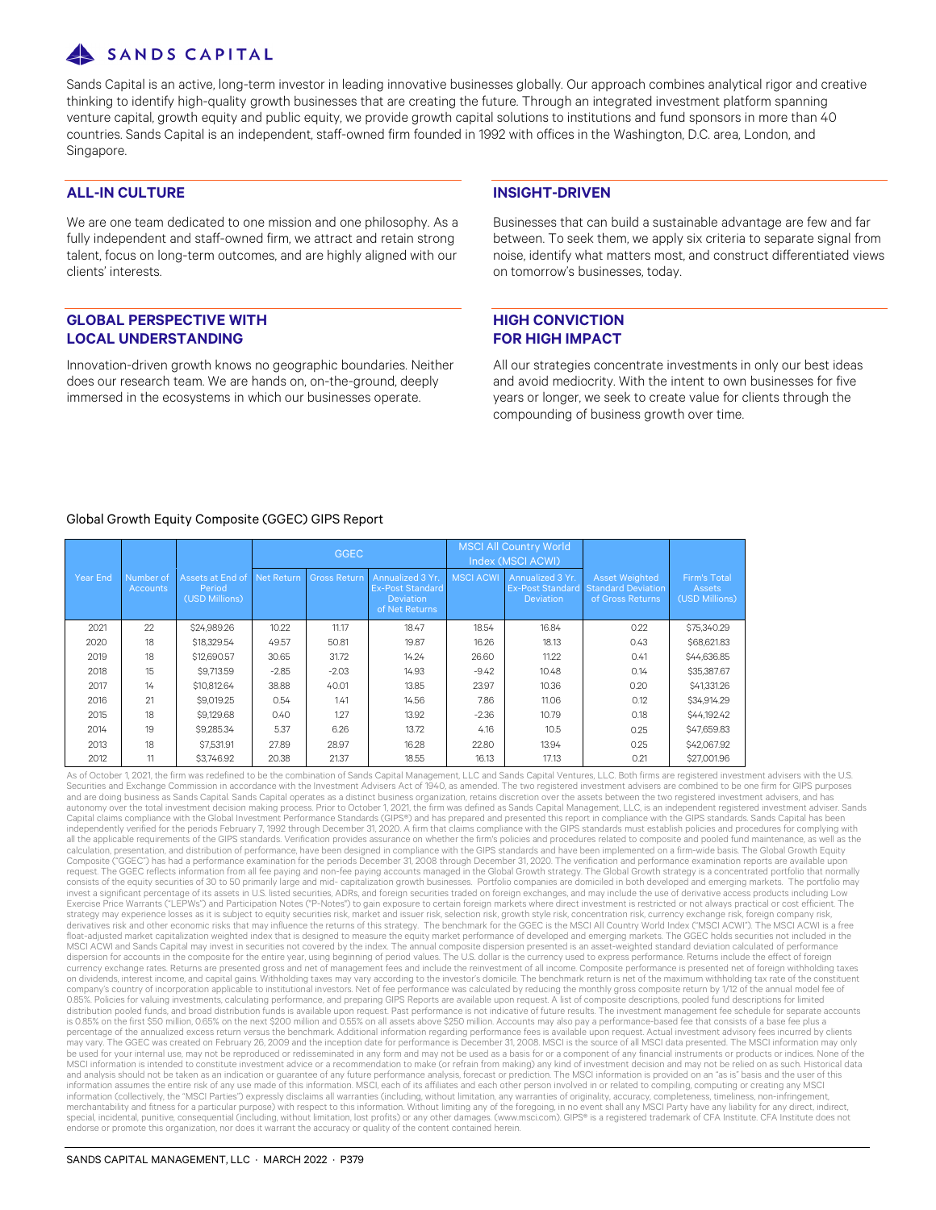# SANDS CAPITAL

Sands Capital is an active, long-term investor in leading innovative businesses globally. Our approach combines analytical rigor and creative thinking to identify high-quality growth businesses that are creating the future. Through an integrated investment platform spanning venture capital, growth equity and public equity, we provide growth capital solutions to institutions and fund sponsors in more than 40 countries. Sands Capital is an independent, staff-owned firm founded in 1992 with offices in the Washington, D.C. area, London, and Singapore.

### ALL-IN CULTURE

We are one team dedicated to one mission and one philosophy. As a fully independent and staff-owned firm, we attract and retain strong talent, focus on long-term outcomes, and are highly aligned with our clients' interests.

### GLOBAL PERSPECTIVE WITH LOCAL UNDERSTANDING

Innovation-driven growth knows no geographic boundaries. Neither does our research team. We are hands on, on-the-ground, deeply immersed in the ecosystems in which our businesses operate.

### INSIGHT-DRIVEN

Businesses that can build a sustainable advantage are few and far between. To seek them, we apply six criteria to separate signal from noise, identify what matters most, and construct differentiated views on tomorrow's businesses, today.

### HIGH CONVICTION FOR HIGH IMPACT

All our strategies concentrate investments in only our best ideas and avoid mediocrity. With the intent to own businesses for five years or longer, we seek to create value for clients through the compounding of business growth over time.

Global Growth Equity Composite (GGEC) GIPS Report

| | | | GGEC | | | MSCI All Country World Index (MSCI ACWI) | | | |
|---|---|---|---|---|---|---|---|---|---|
| Year End | Number of Accounts | Assets at End of Period (USD Millions) | Net Return | Gross Return | Annualized 3 Yr. Ex-Post Standard Deviation of Net Returns | MSCI ACWI | Annualized 3 Yr. Ex-Post Standard Deviation | Asset Weighted Standard Deviation of Gross Returns | Firm's Total Assets (USD Millions) |
| 2021 | 22 | $24,989.26 | 10.22 | 11.17 | 18.47 | 18.54 | 16.84 | 0.22 | $75,340.29 |
| 2020 | 18 | $18,329.54 | 49.57 | 50.81 | 19.87 | 16.26 | 18.13 | 0.43 | $68,621.83 |
| 2019 | 18 | $12,690.57 | 30.65 | 31.72 | 14.24 | 26.60 | 11.22 | 0.41 | $44,636.85 |
| 2018 | 15 | $9,713.59 | -2.85 | -2.03 | 14.93 | -9.42 | 10.48 | 0.14 | $35,387.67 |
| 2017 | 14 | $10,812.64 | 38.88 | 40.01 | 13.85 | 23.97 | 10.36 | 0.20 | $41,331.26 |
| 2016 | 21 | $9,019.25 | 0.54 | 1.41 | 14.56 | 7.86 | 11.06 | 0.12 | $34,914.29 |
| 2015 | 18 | $9,129.68 | 0.40 | 1.27 | 13.92 | -2.36 | 10.79 | 0.18 | $44,192.42 |
| 2014 | 19 | $9,285.34 | 5.37 | 6.26 | 13.72 | 4.16 | 10.5 | 0.25 | $47,659.83 |
| 2013 | 18 | $7,531.91 | 27.89 | 28.97 | 16.28 | 22.80 | 13.94 | 0.25 | $42,067.92 |
| 2012 | 11 | $3,746.92 | 20.38 | 21.37 | 18.55 | 16.13 | 17.13 | 0.21 | $27,001.96 |

As of October 1, 2021, the firm was redefined to be the combination of Sands Capital Management, LLC and Sands Capital Ventures, LLC. Both firms are registered investment advisers with the U.S. Securities and Exchange Commission in accordance with the Investment Advisers Act of 1940, as amended. The two registered investment advisers are combined to be one firm for GIPS purposes and are doing business as Sands Capital. Sands Capital operates as a distinct business organization, retains discretion over the assets between the two registered investment advisers, and has autonomy over the total investment decision making process. Prior to October 1, 2021, the firm was defined as Sands Capital Management, LLC, is an independent registered investment adviser. Sands Capital claims compliance with the Global Investment Performance Standards (GIPS®) and has prepared and presented this report in compliance with the GIPS standards. Sands Capital has been independently verified for the periods February 7, 1992 through December 31, 2020. A firm that claims compliance with the GIPS standards must establish policies and procedures for complying with all the applicable requirements of the GIPS standards. Verification provides assurance on whether the firm's policies and procedures related to composite and pooled fund maintenance, as well as the calculation, presentation, and distribution of performance, have been designed in compliance with the GIPS standards and have been implemented on a firm-wide basis. The Global Growth Equity Composite ("GGEC") has had a performance examination for the periods December 31, 2008 through December 31, 2020. The verification and performance examination reports are available upon request. The GGEC reflects information from all fee paying and non-fee paying accounts managed in the Global Growth strategy. The Global Growth strategy is a concentrated portfolio that normally consists of the equity securities of 30 to 50 primarily large and mid- capitalization growth businesses. Portfolio companies are domiciled in both developed and emerging markets. The portfolio may invest a significant percentage of its assets in U.S. listed securities, ADRs, and foreign securities traded on foreign exchanges, and may include the use of derivative access products including Low Exercise Price Warrants ("LEPWs") and Participation Notes ("P-Notes") to gain exposure to certain foreign markets where direct investment is restricted or not always practical or cost efficient. The strategy may experience losses as it is subject to equity securities risk, market and issuer risk, selection risk, growth style risk, concentration risk, currency exchange risk, foreign company risk, derivatives risk and other economic risks that may influence the returns of this strategy. The benchmark for the GGEC is the MSCI All Country World Index ("MSCI ACWI"). The MSCI ACWI is a free float-adjusted market capitalization weighted index that is designed to measure the equity market performance of developed and emerging markets. The GGEC holds securities not included in the MSCI ACWI and Sands Capital may invest in securities not covered by the index. The annual composite dispersion presented is an asset-weighted standard deviation calculated of performance dispersion for accounts in the composite for the entire year, using beginning of period values. The U.S. dollar is the currency used to express performance. Returns include the effect of foreign currency exchange rates. Returns are presented gross and net of management fees and include the reinvestment of all income. Composite performance is presented net of foreign withholding taxes on dividends, interest income, and capital gains. Withholding taxes may vary according to the investor's domicile. The benchmark return is net of the maximum withholding tax rate of the constituent company's country of incorporation applicable to institutional investors. Net of fee performance was calculated by reducing the monthly gross composite return by 1/12 of the annual model fee of 0.85%. Policies for valuing investments, calculating performance, and preparing GIPS Reports are available upon request. A list of composite descriptions, pooled fund descriptions for limited distribution pooled funds, and broad distribution funds is available upon request. Past performance is not indicative of future results. The investment management fee schedule for separate accounts is 0.85% on the first $50 million, 0.65% on the next $200 million and 0.55% on all assets above $250 million. Accounts may also pay a performance-based fee that consists of a base fee plus a percentage of the annualized excess return versus the benchmark. Additional information regarding performance fees is available upon request. Actual investment advisory fees incurred by clients may vary. The GGEC was created on February 26, 2009 and the inception date for performance is December 31, 2008. MSCI is the source of all MSCI data presented. The MSCI information may only be used for your internal use, may not be reproduced or redisseminated in any form and may not be used as a basis for or a component of any financial instruments or products or indices. None of the MSCI information is intended to constitute investment advice or a recommendation to make (or refrain from making) any kind of investment decision and may not be relied on as such. Historical data and analysis should not be taken as an indication or guarantee of any future performance analysis, forecast or prediction. The MSCI information is provided on an "as is" basis and the user of this information assumes the entire risk of any use made of this information. MSCI, each of its affiliates and each other person involved in or related to compiling, computing or creating any MSCI information (collectively, the "MSCI Parties") expressly disclaims all warranties (including, without limitation, any warranties of originality, accuracy, completeness, timeliness, non-infringement, merchantability and fitness for a particular purpose) with respect to this information. Without limiting any of the foregoing, in no event shall any MSCI Party have any liability for any direct, indirect, special, incidental, punitive, consequential (including, without limitation, lost profits) or any other damages. (www.msci.com). GIPS® is a registered trademark of CFA Institute. CFA Institute does not endorse or promote this organization, nor does it warrant the accuracy or quality of the content contained herein.

SANDS CAPITAL MANAGEMENT, LLC · MARCH 2022 · P379